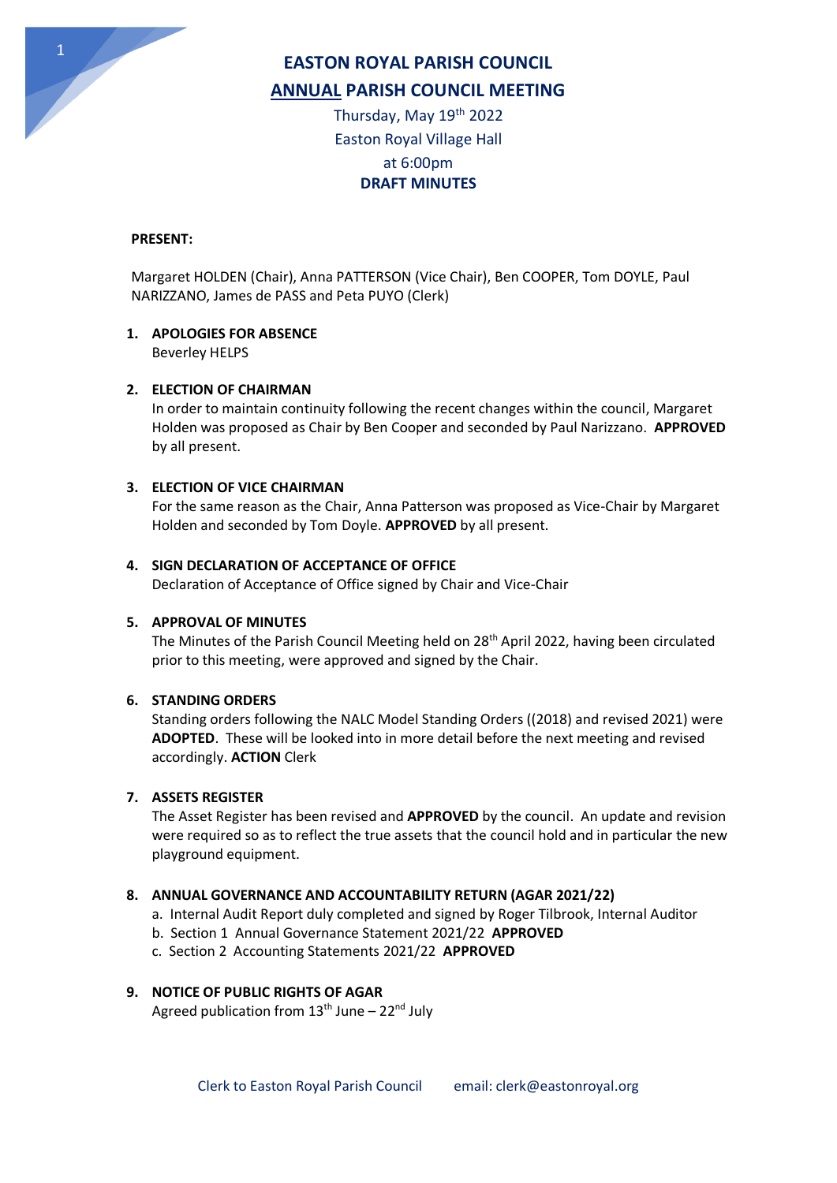# EASTON ROYAL PARISH COUNCIL

## ANNUAL PARISH COUNCIL MEETING

Thursday, May 19th 2022
Easton Royal Village Hall
at 6:00pm

**DRAFT MINUTES**

**PRESENT:**

Margaret HOLDEN (Chair), Anna PATTERSON (Vice Chair), Ben COOPER, Tom DOYLE, Paul NARIZZANO, James de PASS and Peta PUYO (Clerk)

1. **APOLOGIES FOR ABSENCE**
   Beverley HELPS

2. **ELECTION OF CHAIRMAN**
   In order to maintain continuity following the recent changes within the council, Margaret Holden was proposed as Chair by Ben Cooper and seconded by Paul Narizzano. **APPROVED** by all present.

3. **ELECTION OF VICE CHAIRMAN**
   For the same reason as the Chair, Anna Patterson was proposed as Vice-Chair by Margaret Holden and seconded by Tom Doyle. **APPROVED** by all present.

4. **SIGN DECLARATION OF ACCEPTANCE OF OFFICE**
   Declaration of Acceptance of Office signed by Chair and Vice-Chair

5. **APPROVAL OF MINUTES**
   The Minutes of the Parish Council Meeting held on 28th April 2022, having been circulated prior to this meeting, were approved and signed by the Chair.

6. **STANDING ORDERS**
   Standing orders following the NALC Model Standing Orders ((2018) and revised 2021) were **ADOPTED**. These will be looked into in more detail before the next meeting and revised accordingly. **ACTION** Clerk

7. **ASSETS REGISTER**
   The Asset Register has been revised and **APPROVED** by the council. An update and revision were required so as to reflect the true assets that the council hold and in particular the new playground equipment.

8. **ANNUAL GOVERNANCE AND ACCOUNTABILITY RETURN (AGAR 2021/22)**
   a. Internal Audit Report duly completed and signed by Roger Tilbrook, Internal Auditor
   b. Section 1 Annual Governance Statement 2021/22 **APPROVED**
   c. Section 2 Accounting Statements 2021/22 **APPROVED**

9. **NOTICE OF PUBLIC RIGHTS OF AGAR**
   Agreed publication from 13th June – 22nd July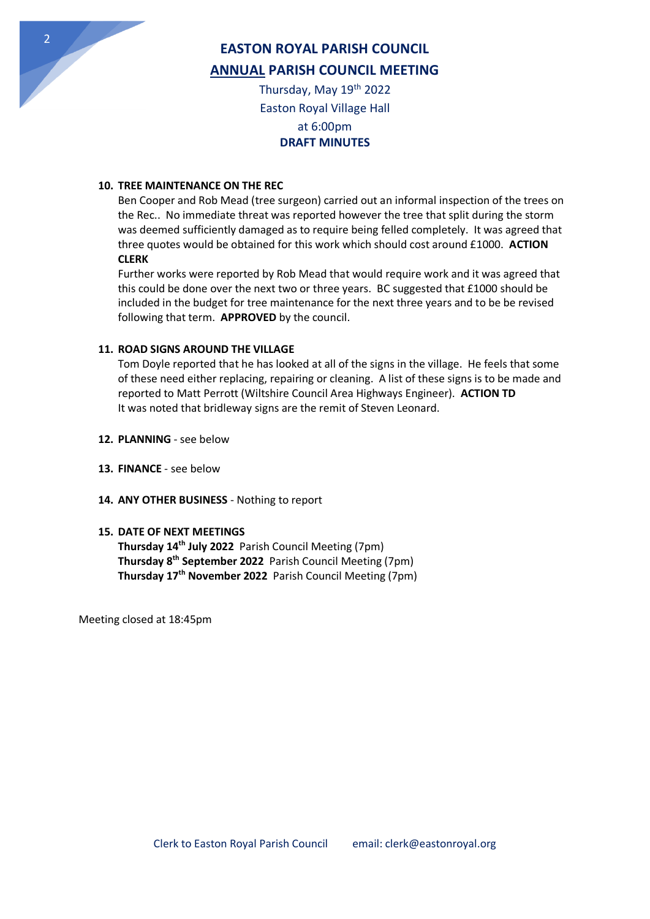# EASTON ROYAL PARISH COUNCIL

## ANNUAL PARISH COUNCIL MEETING

Thursday, May 19th 2022
Easton Royal Village Hall
at 6:00pm
**DRAFT MINUTES**

**10. TREE MAINTENANCE ON THE REC**

Ben Cooper and Rob Mead (tree surgeon) carried out an informal inspection of the trees on the Rec.. No immediate threat was reported however the tree that split during the storm was deemed sufficiently damaged as to require being felled completely. It was agreed that three quotes would be obtained for this work which should cost around £1000. **ACTION CLERK**

Further works were reported by Rob Mead that would require work and it was agreed that this could be done over the next two or three years. BC suggested that £1000 should be included in the budget for tree maintenance for the next three years and to be be revised following that term. **APPROVED** by the council.

**11. ROAD SIGNS AROUND THE VILLAGE**

Tom Doyle reported that he has looked at all of the signs in the village. He feels that some of these need either replacing, repairing or cleaning. A list of these signs is to be made and reported to Matt Perrott (Wiltshire Council Area Highways Engineer). **ACTION TD**

It was noted that bridleway signs are the remit of Steven Leonard.

**12. PLANNING** - see below

**13. FINANCE** - see below

**14. ANY OTHER BUSINESS** - Nothing to report

**15. DATE OF NEXT MEETINGS**

**Thursday 14th July 2022** Parish Council Meeting (7pm)
**Thursday 8th September 2022** Parish Council Meeting (7pm)
**Thursday 17th November 2022** Parish Council Meeting (7pm)

Meeting closed at 18:45pm

Clerk to Easton Royal Parish Council email: clerk@eastonroyal.org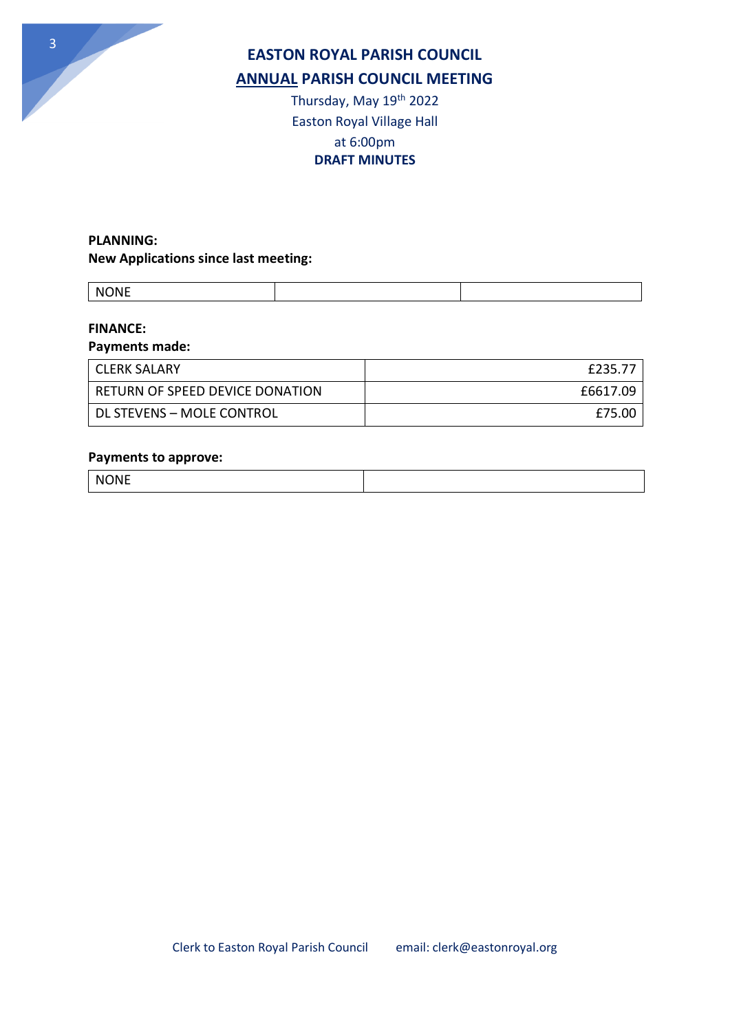# EASTON ROYAL PARISH COUNCIL

## ANNUAL PARISH COUNCIL MEETING

Thursday, May 19th 2022
Easton Royal Village Hall
at 6:00pm

**DRAFT MINUTES**

**PLANNING:**

**New Applications since last meeting:**

| | | |
|---|---|---|
| NONE | | |

**FINANCE:**

**Payments made:**

| | |
|---|---|
| CLERK SALARY | £235.77 |
| RETURN OF SPEED DEVICE DONATION | £6617.09 |
| DL STEVENS – MOLE CONTROL | £75.00 |

**Payments to approve:**

| | |
|---|---|
| NONE | |

Clerk to Easton Royal Parish Council email: clerk@eastonroyal.org